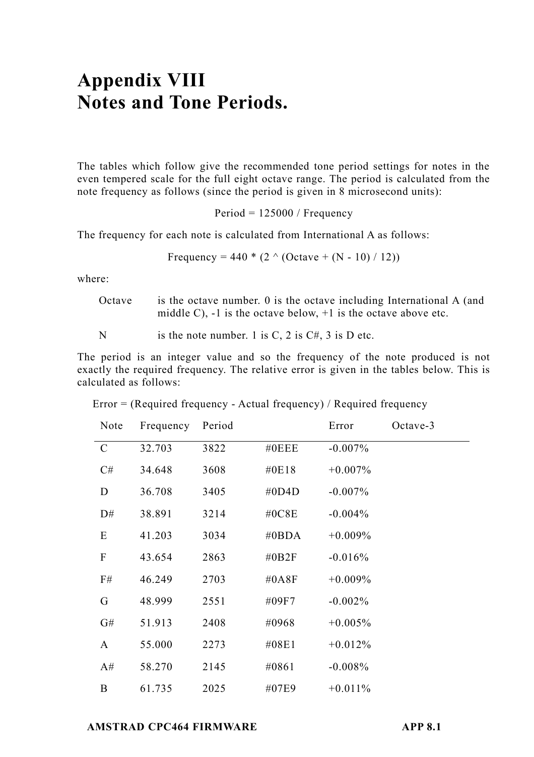# Appendix VIII
# Notes and Tone Periods.

The tables which follow give the recommended tone period settings for notes in the even tempered scale for the full eight octave range. The period is calculated from the note frequency as follows (since the period is given in 8 microsecond units):

$$\text{Period} = 125000 / \text{Frequency}$$

The frequency for each note is calculated from International A as follows:

$$\text{Frequency} = 440 * (2 \wedge (\text{Octave} + (N - 10) / 12))$$

where:

- **Octave** is the octave number. 0 is the octave including International A (and middle C), -1 is the octave below, +1 is the octave above etc.
- **N** is the note number. 1 is C, 2 is C#, 3 is D etc.

The period is an integer value and so the frequency of the note produced is not exactly the required frequency. The relative error is given in the tables below. This is calculated as follows:

Error = (Required frequency - Actual frequency) / Required frequency

| Note | Frequency | Period | | Error | Octave-3 |
|---|---|---|---|---|---|
| C | 32.703 | 3822 | #0EEE | -0.007% | |
| C# | 34.648 | 3608 | #0E18 | +0.007% | |
| D | 36.708 | 3405 | #0D4D | -0.007% | |
| D# | 38.891 | 3214 | #0C8E | -0.004% | |
| E | 41.203 | 3034 | #0BDA | +0.009% | |
| F | 43.654 | 2863 | #0B2F | -0.016% | |
| F# | 46.249 | 2703 | #0A8F | +0.009% | |
| G | 48.999 | 2551 | #09F7 | -0.002% | |
| G# | 51.913 | 2408 | #0968 | +0.005% | |
| A | 55.000 | 2273 | #08E1 | +0.012% | |
| A# | 58.270 | 2145 | #0861 | -0.008% | |
| B | 61.735 | 2025 | #07E9 | +0.011% | |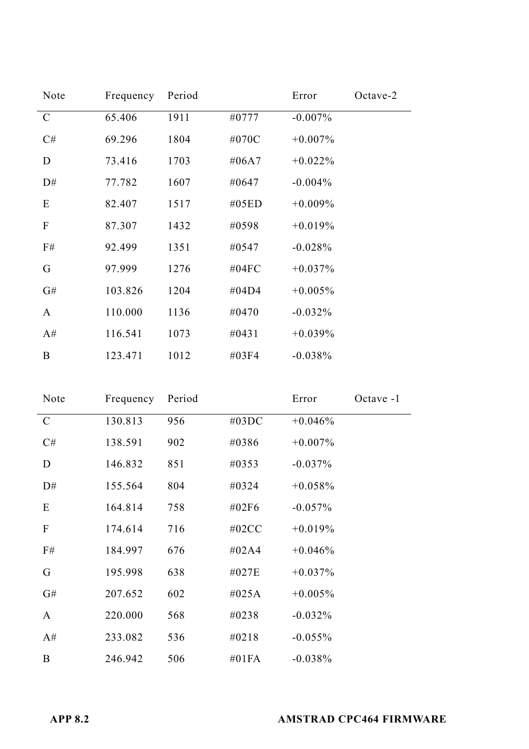| Note | Frequency | Period | | Error | Octave-2 |
|---|---|---|---|---|---|
| C | 65.406 | 1911 | #0777 | -0.007% | |
| C# | 69.296 | 1804 | #070C | +0.007% | |
| D | 73.416 | 1703 | #06A7 | +0.022% | |
| D# | 77.782 | 1607 | #0647 | -0.004% | |
| E | 82.407 | 1517 | #05ED | +0.009% | |
| F | 87.307 | 1432 | #0598 | +0.019% | |
| F# | 92.499 | 1351 | #0547 | -0.028% | |
| G | 97.999 | 1276 | #04FC | +0.037% | |
| G# | 103.826 | 1204 | #04D4 | +0.005% | |
| A | 110.000 | 1136 | #0470 | -0.032% | |
| A# | 116.541 | 1073 | #0431 | +0.039% | |
| B | 123.471 | 1012 | #03F4 | -0.038% | |

| Note | Frequency | Period | | Error | Octave -1 |
|---|---|---|---|---|---|
| C | 130.813 | 956 | #03DC | +0.046% | |
| C# | 138.591 | 902 | #0386 | +0.007% | |
| D | 146.832 | 851 | #0353 | -0.037% | |
| D# | 155.564 | 804 | #0324 | +0.058% | |
| E | 164.814 | 758 | #02F6 | -0.057% | |
| F | 174.614 | 716 | #02CC | +0.019% | |
| F# | 184.997 | 676 | #02A4 | +0.046% | |
| G | 195.998 | 638 | #027E | +0.037% | |
| G# | 207.652 | 602 | #025A | +0.005% | |
| A | 220.000 | 568 | #0238 | -0.032% | |
| A# | 233.082 | 536 | #0218 | -0.055% | |
| B | 246.942 | 506 | #01FA | -0.038% | |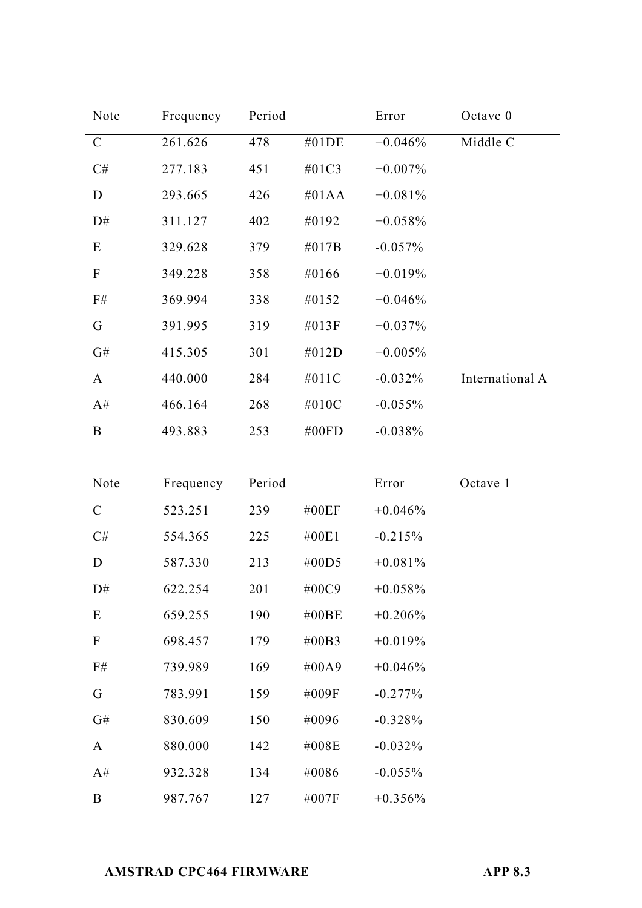| Note | Frequency | Period | | Error | Octave 0 |
|---|---|---|---|---|---|
| C | 261.626 | 478 | #01DE | +0.046% | Middle C |
| C# | 277.183 | 451 | #01C3 | +0.007% | |
| D | 293.665 | 426 | #01AA | +0.081% | |
| D# | 311.127 | 402 | #0192 | +0.058% | |
| E | 329.628 | 379 | #017B | -0.057% | |
| F | 349.228 | 358 | #0166 | +0.019% | |
| F# | 369.994 | 338 | #0152 | +0.046% | |
| G | 391.995 | 319 | #013F | +0.037% | |
| G# | 415.305 | 301 | #012D | +0.005% | |
| A | 440.000 | 284 | #011C | -0.032% | International A |
| A# | 466.164 | 268 | #010C | -0.055% | |
| B | 493.883 | 253 | #00FD | -0.038% | |

| Note | Frequency | Period | | Error | Octave 1 |
|---|---|---|---|---|---|
| C | 523.251 | 239 | #00EF | +0.046% | |
| C# | 554.365 | 225 | #00E1 | -0.215% | |
| D | 587.330 | 213 | #00D5 | +0.081% | |
| D# | 622.254 | 201 | #00C9 | +0.058% | |
| E | 659.255 | 190 | #00BE | +0.206% | |
| F | 698.457 | 179 | #00B3 | +0.019% | |
| F# | 739.989 | 169 | #00A9 | +0.046% | |
| G | 783.991 | 159 | #009F | -0.277% | |
| G# | 830.609 | 150 | #0096 | -0.328% | |
| A | 880.000 | 142 | #008E | -0.032% | |
| A# | 932.328 | 134 | #0086 | -0.055% | |
| B | 987.767 | 127 | #007F | +0.356% | |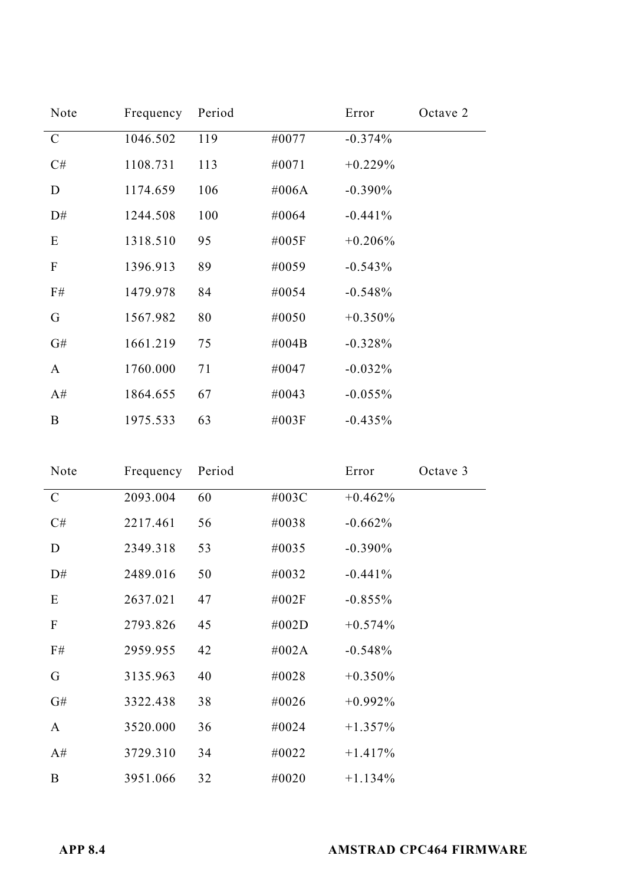| Note | Frequency | Period | | Error | Octave 2 |
|---|---|---|---|---|---|
| C | 1046.502 | 119 | #0077 | -0.374% | |
| C# | 1108.731 | 113 | #0071 | +0.229% | |
| D | 1174.659 | 106 | #006A | -0.390% | |
| D# | 1244.508 | 100 | #0064 | -0.441% | |
| E | 1318.510 | 95 | #005F | +0.206% | |
| F | 1396.913 | 89 | #0059 | -0.543% | |
| F# | 1479.978 | 84 | #0054 | -0.548% | |
| G | 1567.982 | 80 | #0050 | +0.350% | |
| G# | 1661.219 | 75 | #004B | -0.328% | |
| A | 1760.000 | 71 | #0047 | -0.032% | |
| A# | 1864.655 | 67 | #0043 | -0.055% | |
| B | 1975.533 | 63 | #003F | -0.435% | |

| Note | Frequency | Period | | Error | Octave 3 |
|---|---|---|---|---|---|
| C | 2093.004 | 60 | #003C | +0.462% | |
| C# | 2217.461 | 56 | #0038 | -0.662% | |
| D | 2349.318 | 53 | #0035 | -0.390% | |
| D# | 2489.016 | 50 | #0032 | -0.441% | |
| E | 2637.021 | 47 | #002F | -0.855% | |
| F | 2793.826 | 45 | #002D | +0.574% | |
| F# | 2959.955 | 42 | #002A | -0.548% | |
| G | 3135.963 | 40 | #0028 | +0.350% | |
| G# | 3322.438 | 38 | #0026 | +0.992% | |
| A | 3520.000 | 36 | #0024 | +1.357% | |
| A# | 3729.310 | 34 | #0022 | +1.417% | |
| B | 3951.066 | 32 | #0020 | +1.134% | |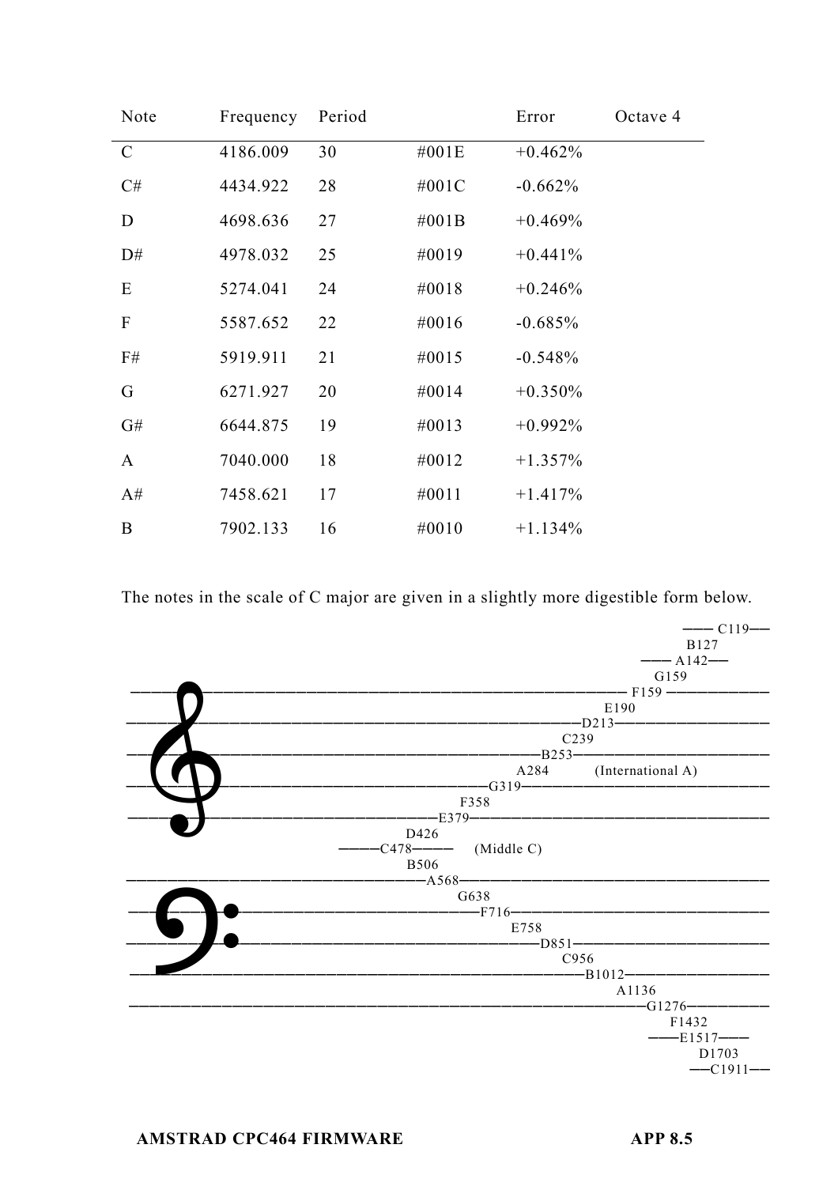| Note | Frequency | Period | | Error | Octave 4 |
|---|---|---|---|---|---|
| C | 4186.009 | 30 | #001E | +0.462% | |
| C# | 4434.922 | 28 | #001C | -0.662% | |
| D | 4698.636 | 27 | #001B | +0.469% | |
| D# | 4978.032 | 25 | #0019 | +0.441% | |
| E | 5274.041 | 24 | #0018 | +0.246% | |
| F | 5587.652 | 22 | #0016 | -0.685% | |
| F# | 5919.911 | 21 | #0015 | -0.548% | |
| G | 6271.927 | 20 | #0014 | +0.350% | |
| G# | 6644.875 | 19 | #0013 | +0.992% | |
| A | 7040.000 | 18 | #0012 | +1.357% | |
| A# | 7458.621 | 17 | #0011 | +1.417% | |
| B | 7902.133 | 16 | #0010 | +1.134% | |

The notes in the scale of C major are given in a slightly more digestible form below.

```
                                                                  —— C119——
                                                                      B127
                                                              —— A142——
                                                                   G159
——————————————————————————————————————————————————————————— F159 ——————————
                                                               E190
————————————————————————————————————————————————————————D213———————————————
                                                           C239
——————————————————————————————————————————————————————B253—————————————————
                                                     A284        (International A)
————————————————————————————————————————————————G319———————————————————————
                                               F358
—————————————————————————————————————————E379——————————————————————————————
                                       D426
                              ————C478————    (Middle C)
                                       B506
———————————————————————————————————————A568————————————————————————————————
                                            G638
————————————————————————————————————————————F716———————————————————————————
                                                  E758
——————————————————————————————————————————————————D851—————————————————————
                                                         C956
————————————————————————————————————————————————————————B1012——————————————
                                                              A1136
——————————————————————————————————————————————————————————————G1276————————
                                                                   F1432
                                                              ——E1517——
                                                                      D1703
                                                                  ——C1911——
```